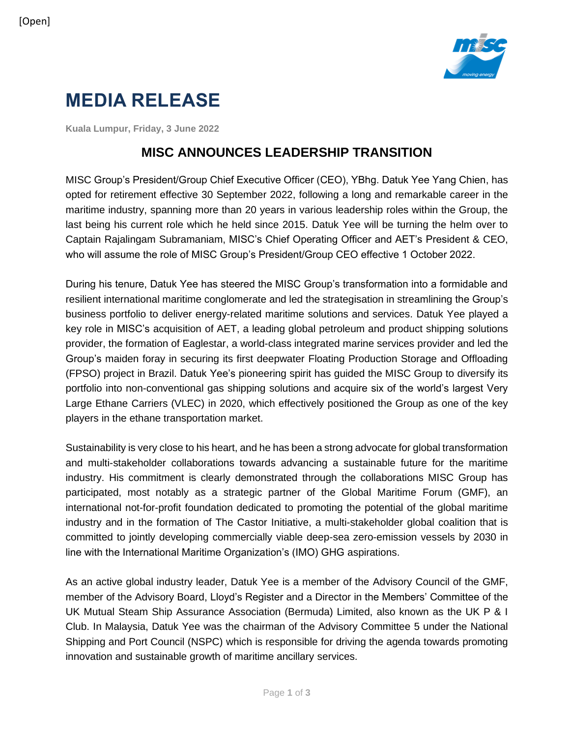[Open]

# MEDIA RELEASE

**Kuala Lumpur, Friday, 3 June 2022**

## MISC ANNOUNCES LEADERSHIP TRANSITION

MISC Group's President/Group Chief Executive Officer (CEO), YBhg. Datuk Yee Yang Chien, has opted for retirement effective 30 September 2022, following a long and remarkable career in the maritime industry, spanning more than 20 years in various leadership roles within the Group, the last being his current role which he held since 2015. Datuk Yee will be turning the helm over to Captain Rajalingam Subramaniam, MISC's Chief Operating Officer and AET's President & CEO, who will assume the role of MISC Group's President/Group CEO effective 1 October 2022.

During his tenure, Datuk Yee has steered the MISC Group's transformation into a formidable and resilient international maritime conglomerate and led the strategisation in streamlining the Group's business portfolio to deliver energy-related maritime solutions and services. Datuk Yee played a key role in MISC's acquisition of AET, a leading global petroleum and product shipping solutions provider, the formation of Eaglestar, a world-class integrated marine services provider and led the Group's maiden foray in securing its first deepwater Floating Production Storage and Offloading (FPSO) project in Brazil. Datuk Yee's pioneering spirit has guided the MISC Group to diversify its portfolio into non-conventional gas shipping solutions and acquire six of the world's largest Very Large Ethane Carriers (VLEC) in 2020, which effectively positioned the Group as one of the key players in the ethane transportation market.

Sustainability is very close to his heart, and he has been a strong advocate for global transformation and multi-stakeholder collaborations towards advancing a sustainable future for the maritime industry. His commitment is clearly demonstrated through the collaborations MISC Group has participated, most notably as a strategic partner of the Global Maritime Forum (GMF), an international not-for-profit foundation dedicated to promoting the potential of the global maritime industry and in the formation of The Castor Initiative, a multi-stakeholder global coalition that is committed to jointly developing commercially viable deep-sea zero-emission vessels by 2030 in line with the International Maritime Organization's (IMO) GHG aspirations.

As an active global industry leader, Datuk Yee is a member of the Advisory Council of the GMF, member of the Advisory Board, Lloyd's Register and a Director in the Members' Committee of the UK Mutual Steam Ship Assurance Association (Bermuda) Limited, also known as the UK P & I Club. In Malaysia, Datuk Yee was the chairman of the Advisory Committee 5 under the National Shipping and Port Council (NSPC) which is responsible for driving the agenda towards promoting innovation and sustainable growth of maritime ancillary services.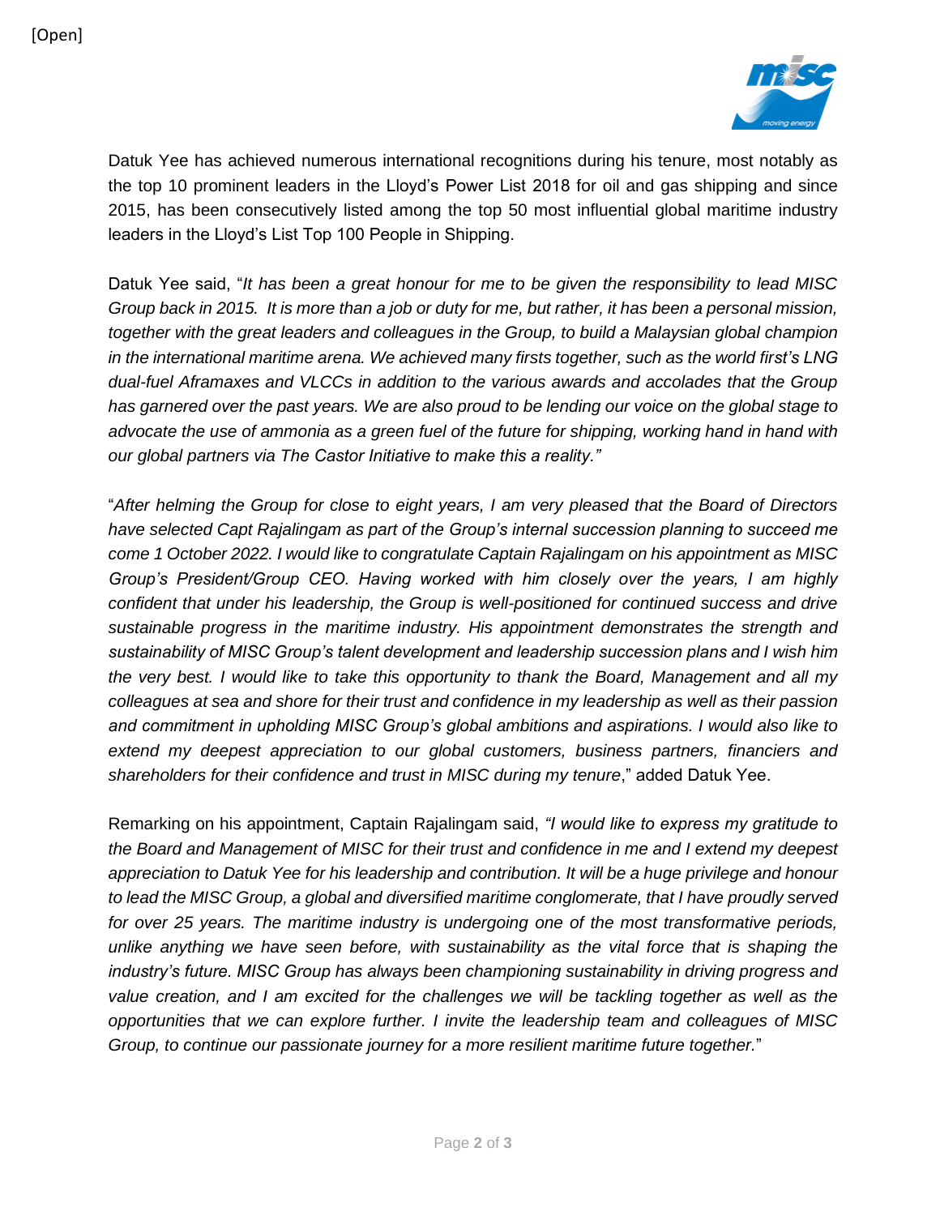Datuk Yee has achieved numerous international recognitions during his tenure, most notably as the top 10 prominent leaders in the Lloyd's Power List 2018 for oil and gas shipping and since 2015, has been consecutively listed among the top 50 most influential global maritime industry leaders in the Lloyd's List Top 100 People in Shipping.

Datuk Yee said, "*It has been a great honour for me to be given the responsibility to lead MISC Group back in 2015. It is more than a job or duty for me, but rather, it has been a personal mission, together with the great leaders and colleagues in the Group, to build a Malaysian global champion in the international maritime arena. We achieved many firsts together, such as the world first's LNG dual-fuel Aframaxes and VLCCs in addition to the various awards and accolades that the Group has garnered over the past years. We are also proud to be lending our voice on the global stage to advocate the use of ammonia as a green fuel of the future for shipping, working hand in hand with our global partners via The Castor Initiative to make this a reality.*"

"*After helming the Group for close to eight years, I am very pleased that the Board of Directors have selected Capt Rajalingam as part of the Group's internal succession planning to succeed me come 1 October 2022. I would like to congratulate Captain Rajalingam on his appointment as MISC Group's President/Group CEO. Having worked with him closely over the years, I am highly confident that under his leadership, the Group is well-positioned for continued success and drive sustainable progress in the maritime industry. His appointment demonstrates the strength and sustainability of MISC Group's talent development and leadership succession plans and I wish him the very best. I would like to take this opportunity to thank the Board, Management and all my colleagues at sea and shore for their trust and confidence in my leadership as well as their passion and commitment in upholding MISC Group's global ambitions and aspirations. I would also like to extend my deepest appreciation to our global customers, business partners, financiers and shareholders for their confidence and trust in MISC during my tenure*," added Datuk Yee.

Remarking on his appointment, Captain Rajalingam said, *"I would like to express my gratitude to the Board and Management of MISC for their trust and confidence in me and I extend my deepest appreciation to Datuk Yee for his leadership and contribution. It will be a huge privilege and honour to lead the MISC Group, a global and diversified maritime conglomerate, that I have proudly served for over 25 years. The maritime industry is undergoing one of the most transformative periods, unlike anything we have seen before, with sustainability as the vital force that is shaping the industry's future. MISC Group has always been championing sustainability in driving progress and value creation, and I am excited for the challenges we will be tackling together as well as the opportunities that we can explore further. I invite the leadership team and colleagues of MISC Group, to continue our passionate journey for a more resilient maritime future together.*"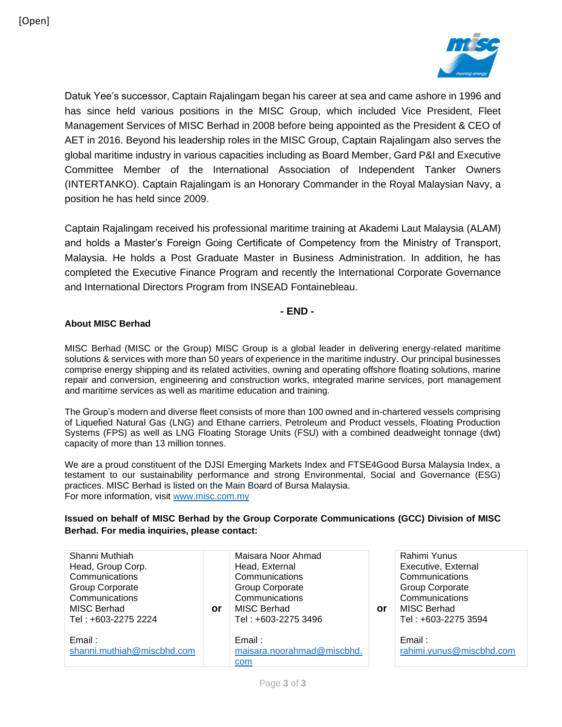[Open]

Datuk Yee's successor, Captain Rajalingam began his career at sea and came ashore in 1996 and has since held various positions in the MISC Group, which included Vice President, Fleet Management Services of MISC Berhad in 2008 before being appointed as the President & CEO of AET in 2016. Beyond his leadership roles in the MISC Group, Captain Rajalingam also serves the global maritime industry in various capacities including as Board Member, Gard P&I and Executive Committee Member of the International Association of Independent Tanker Owners (INTERTANKO). Captain Rajalingam is an Honorary Commander in the Royal Malaysian Navy, a position he has held since 2009.

Captain Rajalingam received his professional maritime training at Akademi Laut Malaysia (ALAM) and holds a Master's Foreign Going Certificate of Competency from the Ministry of Transport, Malaysia. He holds a Post Graduate Master in Business Administration. In addition, he has completed the Executive Finance Program and recently the International Corporate Governance and International Directors Program from INSEAD Fontainebleau.

**- END -**

**About MISC Berhad**

MISC Berhad (MISC or the Group) MISC Group is a global leader in delivering energy-related maritime solutions & services with more than 50 years of experience in the maritime industry. Our principal businesses comprise energy shipping and its related activities, owning and operating offshore floating solutions, marine repair and conversion, engineering and construction works, integrated marine services, port management and maritime services as well as maritime education and training.

The Group's modern and diverse fleet consists of more than 100 owned and in-chartered vessels comprising of Liquefied Natural Gas (LNG) and Ethane carriers, Petroleum and Product vessels, Floating Production Systems (FPS) as well as LNG Floating Storage Units (FSU) with a combined deadweight tonnage (dwt) capacity of more than 13 million tonnes.

We are a proud constituent of the DJSI Emerging Markets Index and FTSE4Good Bursa Malaysia Index, a testament to our sustainability performance and strong Environmental, Social and Governance (ESG) practices. MISC Berhad is listed on the Main Board of Bursa Malaysia.
For more information, visit www.misc.com.my

**Issued on behalf of MISC Berhad by the Group Corporate Communications (GCC) Division of MISC Berhad. For media inquiries, please contact:**

| | | | | |
|---|---|---|---|---|
| Shanni Muthiah<br>Head, Group Corp. Communications<br>Group Corporate Communications<br>MISC Berhad<br>Tel : +603-2275 2224<br><br>Email :<br>shanni.muthiah@miscbhd.com | **or** | Maisara Noor Ahmad<br>Head, External Communications<br>Group Corporate Communications<br>MISC Berhad<br>Tel : +603-2275 3496<br><br>Email :<br>maisara.noorahmad@miscbhd.com | **or** | Rahimi Yunus<br>Executive, External Communications<br>Group Corporate Communications<br>MISC Berhad<br>Tel : +603-2275 3594<br><br>Email :<br>rahimi.yunus@miscbhd.com |